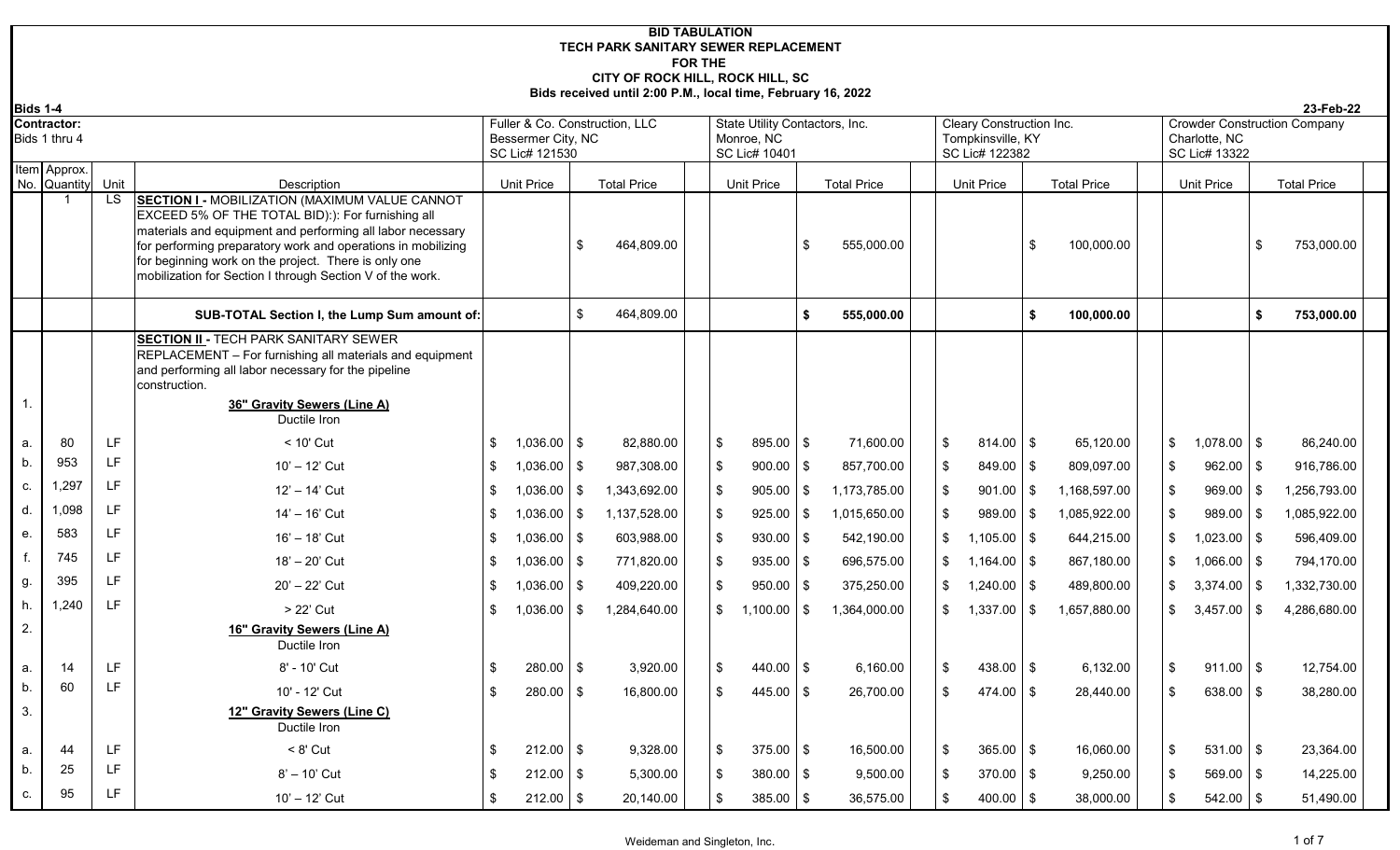# BID TABULATION
## TECH PARK SANITARY SEWER REPLACEMENT
### FOR THE
### CITY OF ROCK HILL, ROCK HILL, SC

Bids received until 2:00 P.M., local time, February 16, 2022

**Bids 1-4** — 23-Feb-22

| Item No. | Approx. Quantity | Unit | Description | Fuller & Co. Construction, LLC<br>Bessemer City, NC<br>SC Lic# 121530<br>Unit Price | Total Price | State Utility Contactors, Inc.<br>Monroe, NC<br>SC Lic# 10401<br>Unit Price | Total Price | Cleary Construction Inc.<br>Tompkinsville, KY<br>SC Lic# 122382<br>Unit Price | Total Price | Crowder Construction Company<br>Charlotte, NC<br>SC Lic# 13322<br>Unit Price | Total Price |
|---|---|---|---|---|---|---|---|---|---|---|---|
| | 1 | LS | **SECTION I** - MOBILIZATION (MAXIMUM VALUE CANNOT EXCEED 5% OF THE TOTAL BID):): For furnishing all materials and equipment and performing all labor necessary for performing preparatory work and operations in mobilizing for beginning work on the project. There is only one mobilization for Section I through Section V of the work. | | $ 464,809.00 | | $ 555,000.00 | | $ 100,000.00 | | $ 753,000.00 |
| | | | **SUB-TOTAL Section I, the Lump Sum amount of:** | | $ 464,809.00 | | **$ 555,000.00** | | **$ 100,000.00** | | **$ 753,000.00** |
| | | | **SECTION II** - TECH PARK SANITARY SEWER REPLACEMENT – For furnishing all materials and equipment and performing all labor necessary for the pipeline construction. | | | | | | | | |
| 1. | | | **36" Gravity Sewers (Line A)**<br>Ductile Iron | | | | | | | | |
| a. | 80 | LF | < 10' Cut | $ 1,036.00 | $ 82,880.00 | $ 895.00 | $ 71,600.00 | $ 814.00 | $ 65,120.00 | $ 1,078.00 | $ 86,240.00 |
| b. | 953 | LF | 10' – 12' Cut | $ 1,036.00 | $ 987,308.00 | $ 900.00 | $ 857,700.00 | $ 849.00 | $ 809,097.00 | $ 962.00 | $ 916,786.00 |
| c. | 1,297 | LF | 12' – 14' Cut | $ 1,036.00 | $ 1,343,692.00 | $ 905.00 | $ 1,173,785.00 | $ 901.00 | $ 1,168,597.00 | $ 969.00 | $ 1,256,793.00 |
| d. | 1,098 | LF | 14' – 16' Cut | $ 1,036.00 | $ 1,137,528.00 | $ 925.00 | $ 1,015,650.00 | $ 989.00 | $ 1,085,922.00 | $ 989.00 | $ 1,085,922.00 |
| e. | 583 | LF | 16' – 18' Cut | $ 1,036.00 | $ 603,988.00 | $ 930.00 | $ 542,190.00 | $ 1,105.00 | $ 644,215.00 | $ 1,023.00 | $ 596,409.00 |
| f. | 745 | LF | 18' – 20' Cut | $ 1,036.00 | $ 771,820.00 | $ 935.00 | $ 696,575.00 | $ 1,164.00 | $ 867,180.00 | $ 1,066.00 | $ 794,170.00 |
| g. | 395 | LF | 20' – 22' Cut | $ 1,036.00 | $ 409,220.00 | $ 950.00 | $ 375,250.00 | $ 1,240.00 | $ 489,800.00 | $ 3,374.00 | $ 1,332,730.00 |
| h. | 1,240 | LF | > 22' Cut | $ 1,036.00 | $ 1,284,640.00 | $ 1,100.00 | $ 1,364,000.00 | $ 1,337.00 | $ 1,657,880.00 | $ 3,457.00 | $ 4,286,680.00 |
| 2. | | | **16" Gravity Sewers (Line A)**<br>Ductile Iron | | | | | | | | |
| a. | 14 | LF | 8' - 10' Cut | $ 280.00 | $ 3,920.00 | $ 440.00 | $ 6,160.00 | $ 438.00 | $ 6,132.00 | $ 911.00 | $ 12,754.00 |
| b. | 60 | LF | 10' - 12' Cut | $ 280.00 | $ 16,800.00 | $ 445.00 | $ 26,700.00 | $ 474.00 | $ 28,440.00 | $ 638.00 | $ 38,280.00 |
| 3. | | | **12" Gravity Sewers (Line C)**<br>Ductile Iron | | | | | | | | |
| a. | 44 | LF | < 8' Cut | $ 212.00 | $ 9,328.00 | $ 375.00 | $ 16,500.00 | $ 365.00 | $ 16,060.00 | $ 531.00 | $ 23,364.00 |
| b. | 25 | LF | 8' – 10' Cut | $ 212.00 | $ 5,300.00 | $ 380.00 | $ 9,500.00 | $ 370.00 | $ 9,250.00 | $ 569.00 | $ 14,225.00 |
| c. | 95 | LF | 10' – 12' Cut | $ 212.00 | $ 20,140.00 | $ 385.00 | $ 36,575.00 | $ 400.00 | $ 38,000.00 | $ 542.00 | $ 51,490.00 |

Weideman and Singleton, Inc.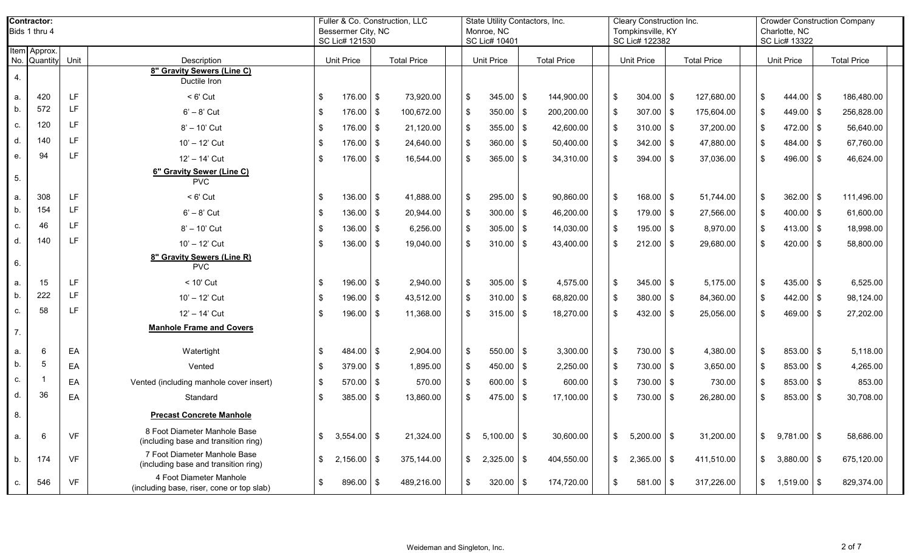| Contractor: Bids 1 thru 4 | | | | Fuller & Co. Construction, LLC Bessemer City, NC SC Lic# 121530 | | State Utility Contactors, Inc. Monroe, NC SC Lic# 10401 | | Cleary Construction Inc. Tompkinsville, KY SC Lic# 122382 | | Crowder Construction Company Charlotte, NC SC Lic# 13322 | |
|---|---|---|---|---|---|---|---|---|---|---|---|
| Item No. | Approx. Quantity | Unit | Description | Unit Price | Total Price | Unit Price | Total Price | Unit Price | Total Price | Unit Price | Total Price |
| 4. | | | **8" Gravity Sewers (Line C)** Ductile Iron | | | | | | | | |
| a. | 420 | LF | < 6' Cut | $ 176.00 | $ 73,920.00 | $ 345.00 | $ 144,900.00 | $ 304.00 | $ 127,680.00 | $ 444.00 | $ 186,480.00 |
| b. | 572 | LF | 6' – 8' Cut | $ 176.00 | $ 100,672.00 | $ 350.00 | $ 200,200.00 | $ 307.00 | $ 175,604.00 | $ 449.00 | $ 256,828.00 |
| c. | 120 | LF | 8' – 10' Cut | $ 176.00 | $ 21,120.00 | $ 355.00 | $ 42,600.00 | $ 310.00 | $ 37,200.00 | $ 472.00 | $ 56,640.00 |
| d. | 140 | LF | 10' – 12' Cut | $ 176.00 | $ 24,640.00 | $ 360.00 | $ 50,400.00 | $ 342.00 | $ 47,880.00 | $ 484.00 | $ 67,760.00 |
| e. | 94 | LF | 12' – 14' Cut | $ 176.00 | $ 16,544.00 | $ 365.00 | $ 34,310.00 | $ 394.00 | $ 37,036.00 | $ 496.00 | $ 46,624.00 |
| 5. | | | **6" Gravity Sewer (Line C)** PVC | | | | | | | | |
| a. | 308 | LF | < 6' Cut | $ 136.00 | $ 41,888.00 | $ 295.00 | $ 90,860.00 | $ 168.00 | $ 51,744.00 | $ 362.00 | $ 111,496.00 |
| b. | 154 | LF | 6' – 8' Cut | $ 136.00 | $ 20,944.00 | $ 300.00 | $ 46,200.00 | $ 179.00 | $ 27,566.00 | $ 400.00 | $ 61,600.00 |
| c. | 46 | LF | 8' – 10' Cut | $ 136.00 | $ 6,256.00 | $ 305.00 | $ 14,030.00 | $ 195.00 | $ 8,970.00 | $ 413.00 | $ 18,998.00 |
| d. | 140 | LF | 10' – 12' Cut | $ 136.00 | $ 19,040.00 | $ 310.00 | $ 43,400.00 | $ 212.00 | $ 29,680.00 | $ 420.00 | $ 58,800.00 |
| 6. | | | **8" Gravity Sewers (Line R)** PVC | | | | | | | | |
| a. | 15 | LF | < 10' Cut | $ 196.00 | $ 2,940.00 | $ 305.00 | $ 4,575.00 | $ 345.00 | $ 5,175.00 | $ 435.00 | $ 6,525.00 |
| b. | 222 | LF | 10' – 12' Cut | $ 196.00 | $ 43,512.00 | $ 310.00 | $ 68,820.00 | $ 380.00 | $ 84,360.00 | $ 442.00 | $ 98,124.00 |
| c. | 58 | LF | 12' – 14' Cut | $ 196.00 | $ 11,368.00 | $ 315.00 | $ 18,270.00 | $ 432.00 | $ 25,056.00 | $ 469.00 | $ 27,202.00 |
| 7. | | | **Manhole Frame and Covers** | | | | | | | | |
| a. | 6 | EA | Watertight | $ 484.00 | $ 2,904.00 | $ 550.00 | $ 3,300.00 | $ 730.00 | $ 4,380.00 | $ 853.00 | $ 5,118.00 |
| b. | 5 | EA | Vented | $ 379.00 | $ 1,895.00 | $ 450.00 | $ 2,250.00 | $ 730.00 | $ 3,650.00 | $ 853.00 | $ 4,265.00 |
| c. | 1 | EA | Vented (including manhole cover insert) | $ 570.00 | $ 570.00 | $ 600.00 | $ 600.00 | $ 730.00 | $ 730.00 | $ 853.00 | $ 853.00 |
| d. | 36 | EA | Standard | $ 385.00 | $ 13,860.00 | $ 475.00 | $ 17,100.00 | $ 730.00 | $ 26,280.00 | $ 853.00 | $ 30,708.00 |
| 8. | | | **Precast Concrete Manhole** | | | | | | | | |
| a. | 6 | VF | 8 Foot Diameter Manhole Base (including base and transition ring) | $ 3,554.00 | $ 21,324.00 | $ 5,100.00 | $ 30,600.00 | $ 5,200.00 | $ 31,200.00 | $ 9,781.00 | $ 58,686.00 |
| b. | 174 | VF | 7 Foot Diameter Manhole Base (including base and transition ring) | $ 2,156.00 | $ 375,144.00 | $ 2,325.00 | $ 404,550.00 | $ 2,365.00 | $ 411,510.00 | $ 3,880.00 | $ 675,120.00 |
| c. | 546 | VF | 4 Foot Diameter Manhole (including base, riser, cone or top slab) | $ 896.00 | $ 489,216.00 | $ 320.00 | $ 174,720.00 | $ 581.00 | $ 317,226.00 | $ 1,519.00 | $ 829,374.00 |

Weideman and Singleton, Inc.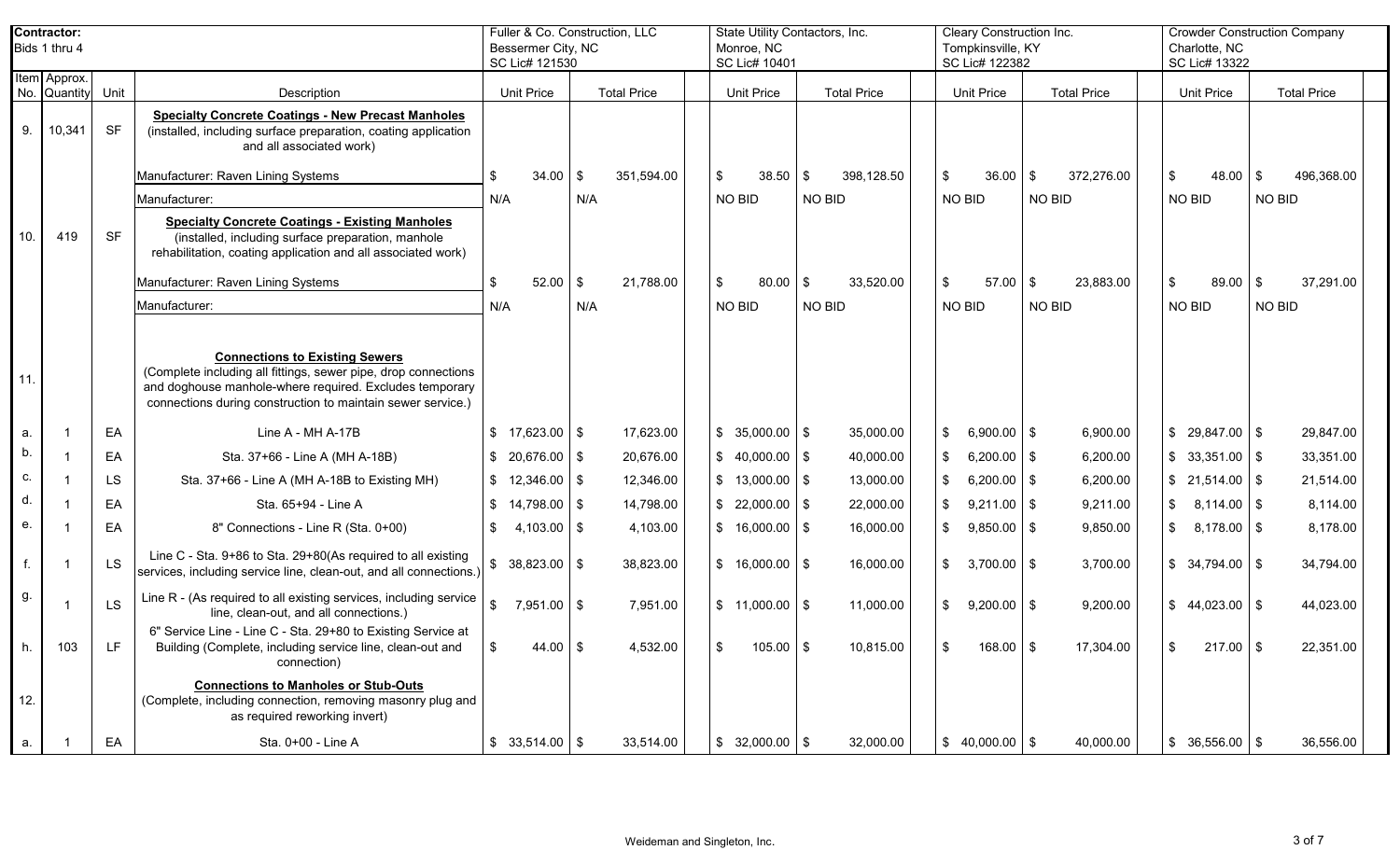| Contractor: Bids 1 thru 4 | | | | Fuller & Co. Construction, LLC Bessermer City, NC SC Lic# 121530 | | State Utility Contactors, Inc. Monroe, NC SC Lic# 10401 | | Cleary Construction Inc. Tompkinsville, KY SC Lic# 122382 | | Crowder Construction Company Charlotte, NC SC Lic# 13322 | |
|---|---|---|---|---|---|---|---|---|---|---|---|
| Item No. | Approx. Quantity | Unit | Description | Unit Price | Total Price | Unit Price | Total Price | Unit Price | Total Price | Unit Price | Total Price |
| 9. | 10,341 | SF | **Specialty Concrete Coatings - New Precast Manholes** (installed, including surface preparation, coating application and all associated work) | | | | | | | | |
| | | | Manufacturer: Raven Lining Systems | $ 34.00 | $ 351,594.00 | $ 38.50 | $ 398,128.50 | $ 36.00 | $ 372,276.00 | $ 48.00 | $ 496,368.00 |
| | | | Manufacturer: | N/A | N/A | NO BID | NO BID | NO BID | NO BID | NO BID | NO BID |
| 10. | 419 | SF | **Specialty Concrete Coatings - Existing Manholes** (installed, including surface preparation, manhole rehabilitation, coating application and all associated work) | | | | | | | | |
| | | | Manufacturer: Raven Lining Systems | $ 52.00 | $ 21,788.00 | $ 80.00 | $ 33,520.00 | $ 57.00 | $ 23,883.00 | $ 89.00 | $ 37,291.00 |
| | | | Manufacturer: | N/A | N/A | NO BID | NO BID | NO BID | NO BID | NO BID | NO BID |
| 11. | | | **Connections to Existing Sewers** (Complete including all fittings, sewer pipe, drop connections and doghouse manhole-where required. Excludes temporary connections during construction to maintain sewer service.) | | | | | | | | |
| a. | 1 | EA | Line A - MH A-17B | $ 17,623.00 | $ 17,623.00 | $ 35,000.00 | $ 35,000.00 | $ 6,900.00 | $ 6,900.00 | $ 29,847.00 | $ 29,847.00 |
| b. | 1 | EA | Sta. 37+66 - Line A (MH A-18B) | $ 20,676.00 | $ 20,676.00 | $ 40,000.00 | $ 40,000.00 | $ 6,200.00 | $ 6,200.00 | $ 33,351.00 | $ 33,351.00 |
| c. | 1 | LS | Sta. 37+66 - Line A (MH A-18B to Existing MH) | $ 12,346.00 | $ 12,346.00 | $ 13,000.00 | $ 13,000.00 | $ 6,200.00 | $ 6,200.00 | $ 21,514.00 | $ 21,514.00 |
| d. | 1 | EA | Sta. 65+94 - Line A | $ 14,798.00 | $ 14,798.00 | $ 22,000.00 | $ 22,000.00 | $ 9,211.00 | $ 9,211.00 | $ 8,114.00 | $ 8,114.00 |
| e. | 1 | EA | 8" Connections - Line R (Sta. 0+00) | $ 4,103.00 | $ 4,103.00 | $ 16,000.00 | $ 16,000.00 | $ 9,850.00 | $ 9,850.00 | $ 8,178.00 | $ 8,178.00 |
| f. | 1 | LS | Line C - Sta. 9+86 to Sta. 29+80(As required to all existing services, including service line, clean-out, and all connections.) | $ 38,823.00 | $ 38,823.00 | $ 16,000.00 | $ 16,000.00 | $ 3,700.00 | $ 3,700.00 | $ 34,794.00 | $ 34,794.00 |
| g. | 1 | LS | Line R - (As required to all existing services, including service line, clean-out, and all connections.) | $ 7,951.00 | $ 7,951.00 | $ 11,000.00 | $ 11,000.00 | $ 9,200.00 | $ 9,200.00 | $ 44,023.00 | $ 44,023.00 |
| h. | 103 | LF | 6" Service Line - Line C - Sta. 29+80 to Existing Service at Building (Complete, including service line, clean-out and connection) | $ 44.00 | $ 4,532.00 | $ 105.00 | $ 10,815.00 | $ 168.00 | $ 17,304.00 | $ 217.00 | $ 22,351.00 |
| 12. | | | **Connections to Manholes or Stub-Outs** (Complete, including connection, removing masonry plug and as required reworking invert) | | | | | | | | |
| a. | 1 | EA | Sta. 0+00 - Line A | $ 33,514.00 | $ 33,514.00 | $ 32,000.00 | $ 32,000.00 | $ 40,000.00 | $ 40,000.00 | $ 36,556.00 | $ 36,556.00 |

Weideman and Singleton, Inc.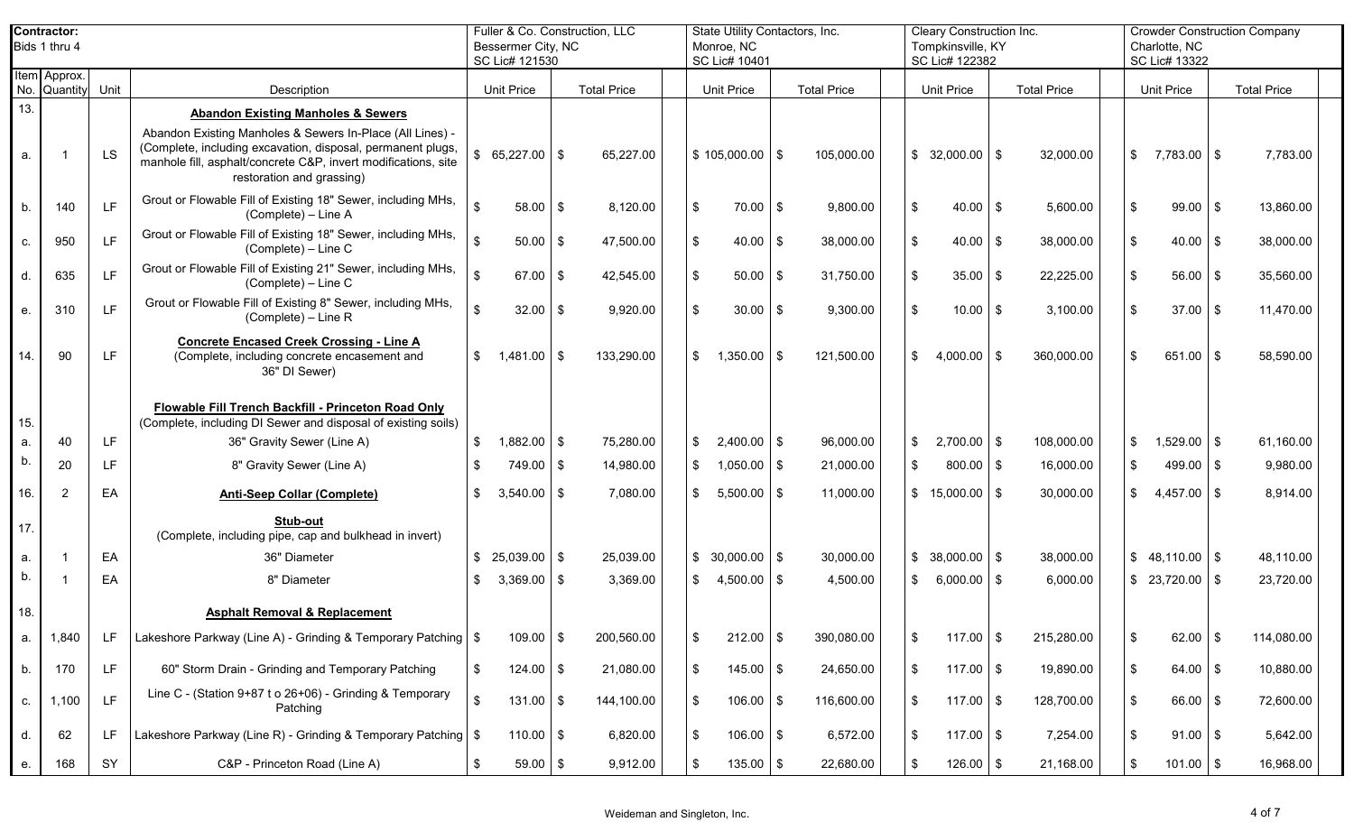| Contractor: Bids 1 thru 4 | | | | Fuller & Co. Construction, LLC Bessemer City, NC SC Lic# 121530 | | State Utility Contactors, Inc. Monroe, NC SC Lic# 10401 | | Cleary Construction Inc. Tompkinsville, KY SC Lic# 122382 | | Crowder Construction Company Charlotte, NC SC Lic# 13322 | |
|---|---|---|---|---|---|---|---|---|---|---|---|
| Item No. | Approx. Quantity | Unit | Description | Unit Price | Total Price | Unit Price | Total Price | Unit Price | Total Price | Unit Price | Total Price |
| 13. | | | **Abandon Existing Manholes & Sewers** | | | | | | | | |
| a. | 1 | LS | Abandon Existing Manholes & Sewers In-Place (All Lines) - (Complete, including excavation, disposal, permanent plugs, manhole fill, asphalt/concrete C&P, invert modifications, site restoration and grassing) | $ 65,227.00 | $ 65,227.00 | $ 105,000.00 | $ 105,000.00 | $ 32,000.00 | $ 32,000.00 | $ 7,783.00 | $ 7,783.00 |
| b. | 140 | LF | Grout or Flowable Fill of Existing 18" Sewer, including MHs, (Complete) – Line A | $ 58.00 | $ 8,120.00 | $ 70.00 | $ 9,800.00 | $ 40.00 | $ 5,600.00 | $ 99.00 | $ 13,860.00 |
| c. | 950 | LF | Grout or Flowable Fill of Existing 18" Sewer, including MHs, (Complete) – Line C | $ 50.00 | $ 47,500.00 | $ 40.00 | $ 38,000.00 | $ 40.00 | $ 38,000.00 | $ 40.00 | $ 38,000.00 |
| d. | 635 | LF | Grout or Flowable Fill of Existing 21" Sewer, including MHs, (Complete) – Line C | $ 67.00 | $ 42,545.00 | $ 50.00 | $ 31,750.00 | $ 35.00 | $ 22,225.00 | $ 56.00 | $ 35,560.00 |
| e. | 310 | LF | Grout or Flowable Fill of Existing 8" Sewer, including MHs, (Complete) – Line R | $ 32.00 | $ 9,920.00 | $ 30.00 | $ 9,300.00 | $ 10.00 | $ 3,100.00 | $ 37.00 | $ 11,470.00 |
| 14. | 90 | LF | **Concrete Encased Creek Crossing - Line A** (Complete, including concrete encasement and 36" DI Sewer) | $ 1,481.00 | $ 133,290.00 | $ 1,350.00 | $ 121,500.00 | $ 4,000.00 | $ 360,000.00 | $ 651.00 | $ 58,590.00 |
| 15. | | | **Flowable Fill Trench Backfill - Princeton Road Only** (Complete, including DI Sewer and disposal of existing soils) | | | | | | | | |
| a. | 40 | LF | 36" Gravity Sewer (Line A) | $ 1,882.00 | $ 75,280.00 | $ 2,400.00 | $ 96,000.00 | $ 2,700.00 | $ 108,000.00 | $ 1,529.00 | $ 61,160.00 |
| b. | 20 | LF | 8" Gravity Sewer (Line A) | $ 749.00 | $ 14,980.00 | $ 1,050.00 | $ 21,000.00 | $ 800.00 | $ 16,000.00 | $ 499.00 | $ 9,980.00 |
| 16. | 2 | EA | **Anti-Seep Collar (Complete)** | $ 3,540.00 | $ 7,080.00 | $ 5,500.00 | $ 11,000.00 | $ 15,000.00 | $ 30,000.00 | $ 4,457.00 | $ 8,914.00 |
| 17. | | | **Stub-out** (Complete, including pipe, cap and bulkhead in invert) | | | | | | | | |
| a. | 1 | EA | 36" Diameter | $ 25,039.00 | $ 25,039.00 | $ 30,000.00 | $ 30,000.00 | $ 38,000.00 | $ 38,000.00 | $ 48,110.00 | $ 48,110.00 |
| b. | 1 | EA | 8" Diameter | $ 3,369.00 | $ 3,369.00 | $ 4,500.00 | $ 4,500.00 | $ 6,000.00 | $ 6,000.00 | $ 23,720.00 | $ 23,720.00 |
| 18. | | | **Asphalt Removal & Replacement** | | | | | | | | |
| a. | 1,840 | LF | Lakeshore Parkway (Line A) - Grinding & Temporary Patching | $ 109.00 | $ 200,560.00 | $ 212.00 | $ 390,080.00 | $ 117.00 | $ 215,280.00 | $ 62.00 | $ 114,080.00 |
| b. | 170 | LF | 60" Storm Drain - Grinding and Temporary Patching | $ 124.00 | $ 21,080.00 | $ 145.00 | $ 24,650.00 | $ 117.00 | $ 19,890.00 | $ 64.00 | $ 10,880.00 |
| c. | 1,100 | LF | Line C - (Station 9+87 t o 26+06) - Grinding & Temporary Patching | $ 131.00 | $ 144,100.00 | $ 106.00 | $ 116,600.00 | $ 117.00 | $ 128,700.00 | $ 66.00 | $ 72,600.00 |
| d. | 62 | LF | Lakeshore Parkway (Line R) - Grinding & Temporary Patching | $ 110.00 | $ 6,820.00 | $ 106.00 | $ 6,572.00 | $ 117.00 | $ 7,254.00 | $ 91.00 | $ 5,642.00 |
| e. | 168 | SY | C&P - Princeton Road (Line A) | $ 59.00 | $ 9,912.00 | $ 135.00 | $ 22,680.00 | $ 126.00 | $ 21,168.00 | $ 101.00 | $ 16,968.00 |

Weideman and Singleton, Inc.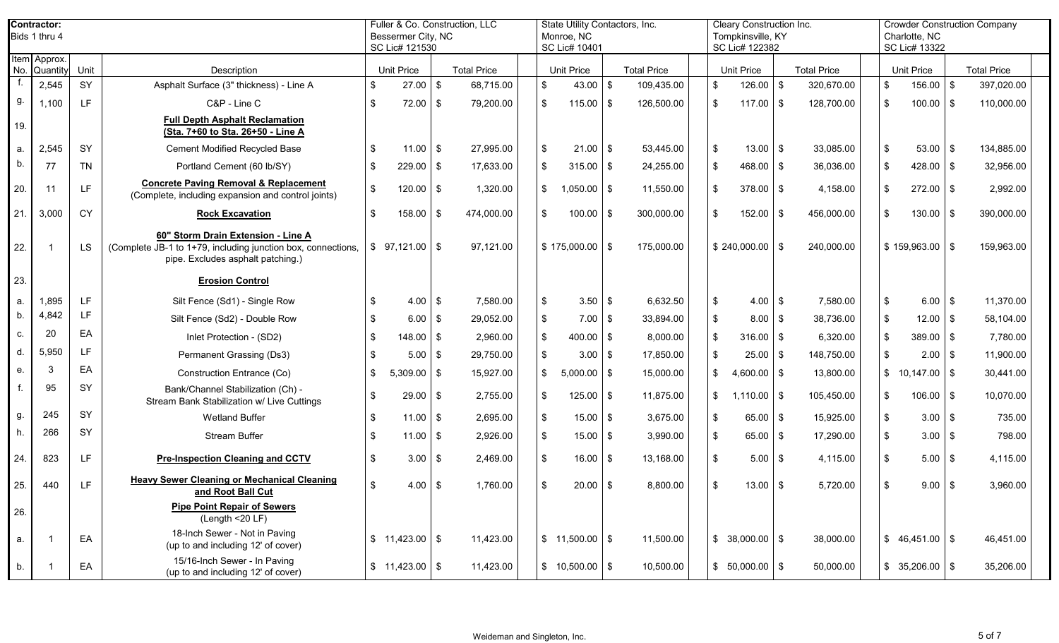| Contractor: Bids 1 thru 4 | | | | Fuller & Co. Construction, LLC Bessemer City, NC SC Lic# 121530 | | State Utility Contactors, Inc. Monroe, NC SC Lic# 10401 | | Cleary Construction Inc. Tompkinsville, KY SC Lic# 122382 | | Crowder Construction Company Charlotte, NC SC Lic# 13322 | |
|---|---|---|---|---|---|---|---|---|---|---|---|
| Item No. | Approx. Quantity | Unit | Description | Unit Price | Total Price | Unit Price | Total Price | Unit Price | Total Price | Unit Price | Total Price |
| f. | 2,545 | SY | Asphalt Surface (3" thickness) - Line A | $ 27.00 | $ 68,715.00 | $ 43.00 | $ 109,435.00 | $ 126.00 | $ 320,670.00 | $ 156.00 | $ 397,020.00 |
| g. | 1,100 | LF | C&P - Line C | $ 72.00 | $ 79,200.00 | $ 115.00 | $ 126,500.00 | $ 117.00 | $ 128,700.00 | $ 100.00 | $ 110,000.00 |
| 19. | | | **Full Depth Asphalt Reclamation (Sta. 7+60 to Sta. 26+50 - Line A** | | | | | | | | |
| a. | 2,545 | SY | Cement Modified Recycled Base | $ 11.00 | $ 27,995.00 | $ 21.00 | $ 53,445.00 | $ 13.00 | $ 33,085.00 | $ 53.00 | $ 134,885.00 |
| b. | 77 | TN | Portland Cement (60 lb/SY) | $ 229.00 | $ 17,633.00 | $ 315.00 | $ 24,255.00 | $ 468.00 | $ 36,036.00 | $ 428.00 | $ 32,956.00 |
| 20. | 11 | LF | **Concrete Paving Removal & Replacement** (Complete, including expansion and control joints) | $ 120.00 | $ 1,320.00 | $ 1,050.00 | $ 11,550.00 | $ 378.00 | $ 4,158.00 | $ 272.00 | $ 2,992.00 |
| 21. | 3,000 | CY | **Rock Excavation** | $ 158.00 | $ 474,000.00 | $ 100.00 | $ 300,000.00 | $ 152.00 | $ 456,000.00 | $ 130.00 | $ 390,000.00 |
| 22. | 1 | LS | **60" Storm Drain Extension - Line A** (Complete JB-1 to 1+79, including junction box, connections, pipe. Excludes asphalt patching.) | $ 97,121.00 | $ 97,121.00 | $ 175,000.00 | $ 175,000.00 | $ 240,000.00 | $ 240,000.00 | $ 159,963.00 | $ 159,963.00 |
| 23. | | | **Erosion Control** | | | | | | | | |
| a. | 1,895 | LF | Silt Fence (Sd1) - Single Row | $ 4.00 | $ 7,580.00 | $ 3.50 | $ 6,632.50 | $ 4.00 | $ 7,580.00 | $ 6.00 | $ 11,370.00 |
| b. | 4,842 | LF | Silt Fence (Sd2) - Double Row | $ 6.00 | $ 29,052.00 | $ 7.00 | $ 33,894.00 | $ 8.00 | $ 38,736.00 | $ 12.00 | $ 58,104.00 |
| c. | 20 | EA | Inlet Protection - (SD2) | $ 148.00 | $ 2,960.00 | $ 400.00 | $ 8,000.00 | $ 316.00 | $ 6,320.00 | $ 389.00 | $ 7,780.00 |
| d. | 5,950 | LF | Permanent Grassing (Ds3) | $ 5.00 | $ 29,750.00 | $ 3.00 | $ 17,850.00 | $ 25.00 | $ 148,750.00 | $ 2.00 | $ 11,900.00 |
| e. | 3 | EA | Construction Entrance (Co) | $ 5,309.00 | $ 15,927.00 | $ 5,000.00 | $ 15,000.00 | $ 4,600.00 | $ 13,800.00 | $ 10,147.00 | $ 30,441.00 |
| f. | 95 | SY | Bank/Channel Stabilization (Ch) - Stream Bank Stabilization w/ Live Cuttings | $ 29.00 | $ 2,755.00 | $ 125.00 | $ 11,875.00 | $ 1,110.00 | $ 105,450.00 | $ 106.00 | $ 10,070.00 |
| g. | 245 | SY | Wetland Buffer | $ 11.00 | $ 2,695.00 | $ 15.00 | $ 3,675.00 | $ 65.00 | $ 15,925.00 | $ 3.00 | $ 735.00 |
| h. | 266 | SY | Stream Buffer | $ 11.00 | $ 2,926.00 | $ 15.00 | $ 3,990.00 | $ 65.00 | $ 17,290.00 | $ 3.00 | $ 798.00 |
| 24. | 823 | LF | **Pre-Inspection Cleaning and CCTV** | $ 3.00 | $ 2,469.00 | $ 16.00 | $ 13,168.00 | $ 5.00 | $ 4,115.00 | $ 5.00 | $ 4,115.00 |
| 25. | 440 | LF | **Heavy Sewer Cleaning or Mechanical Cleaning and Root Ball Cut** | $ 4.00 | $ 1,760.00 | $ 20.00 | $ 8,800.00 | $ 13.00 | $ 5,720.00 | $ 9.00 | $ 3,960.00 |
| 26. | | | **Pipe Point Repair of Sewers** (Length <20 LF) | | | | | | | | |
| a. | 1 | EA | 18-Inch Sewer - Not in Paving (up to and including 12' of cover) | $ 11,423.00 | $ 11,423.00 | $ 11,500.00 | $ 11,500.00 | $ 38,000.00 | $ 38,000.00 | $ 46,451.00 | $ 46,451.00 |
| b. | 1 | EA | 15/16-Inch Sewer - In Paving (up to and including 12' of cover) | $ 11,423.00 | $ 11,423.00 | $ 10,500.00 | $ 10,500.00 | $ 50,000.00 | $ 50,000.00 | $ 35,206.00 | $ 35,206.00 |

Weideman and Singleton, Inc.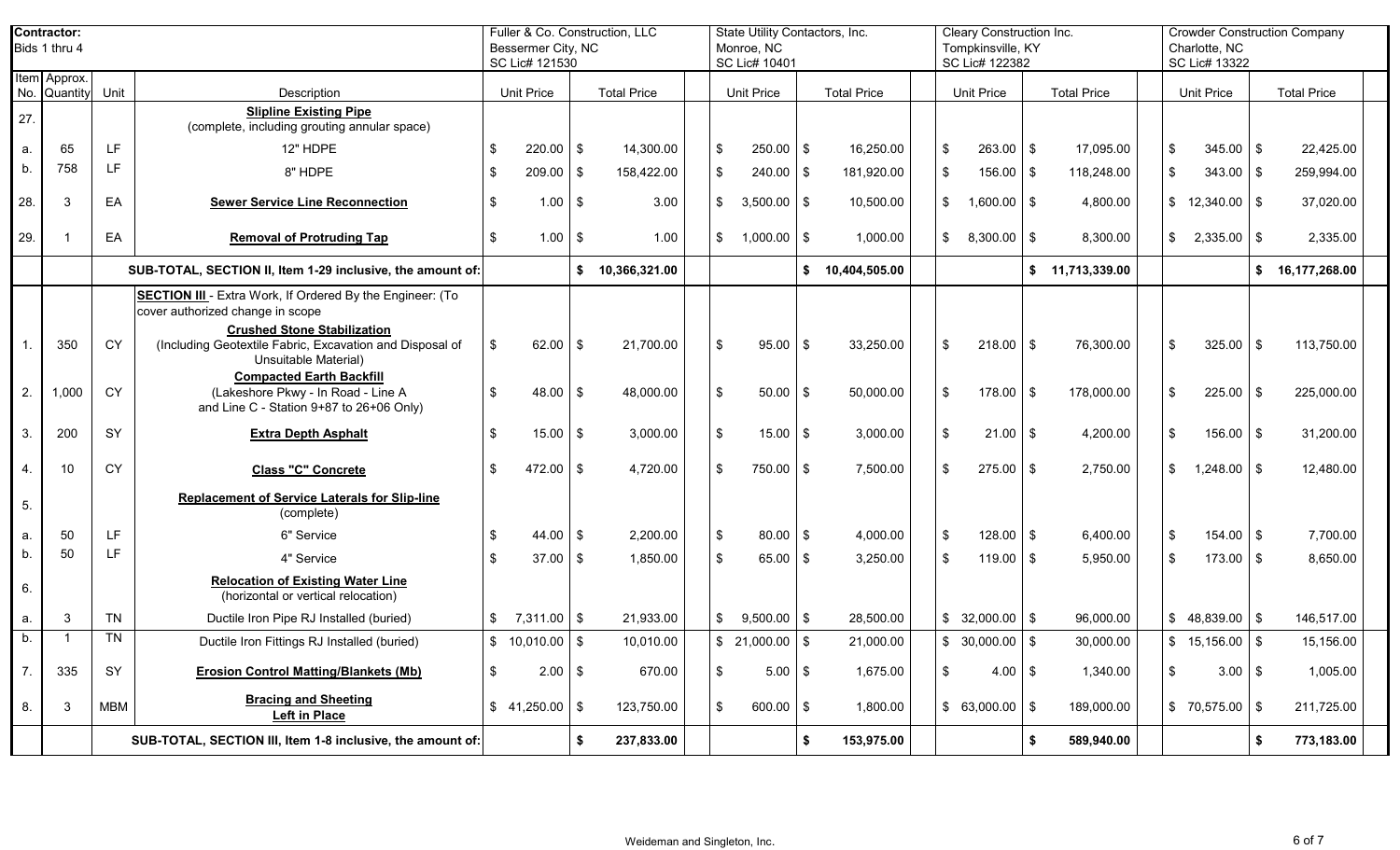| Item No. | Approx. Quantity | Unit | Description | Fuller & Co. Construction, LLC<br>Bessemer City, NC<br>SC Lic# 121530<br>Unit Price | Total Price | State Utility Contactors, Inc.<br>Monroe, NC<br>SC Lic# 10401<br>Unit Price | Total Price | Cleary Construction Inc.<br>Tompkinsville, KY<br>SC Lic# 122382<br>Unit Price | Total Price | Crowder Construction Company<br>Charlotte, NC<br>SC Lic# 13322<br>Unit Price | Total Price |
|---|---|---|---|---|---|---|---|---|---|---|---|
| **Contractor:** Bids 1 thru 4 | | | | | | | | | | | |
| 27. | | | **Slipline Existing Pipe** (complete, including grouting annular space) | | | | | | | | |
| a. | 65 | LF | 12" HDPE | $ 220.00 | $ 14,300.00 | $ 250.00 | $ 16,250.00 | $ 263.00 | $ 17,095.00 | $ 345.00 | $ 22,425.00 |
| b. | 758 | LF | 8" HDPE | $ 209.00 | $ 158,422.00 | $ 240.00 | $ 181,920.00 | $ 156.00 | $ 118,248.00 | $ 343.00 | $ 259,994.00 |
| 28. | 3 | EA | **Sewer Service Line Reconnection** | $ 1.00 | $ 3.00 | $ 3,500.00 | $ 10,500.00 | $ 1,600.00 | $ 4,800.00 | $ 12,340.00 | $ 37,020.00 |
| 29. | 1 | EA | **Removal of Protruding Tap** | $ 1.00 | $ 1.00 | $ 1,000.00 | $ 1,000.00 | $ 8,300.00 | $ 8,300.00 | $ 2,335.00 | $ 2,335.00 |
| | | | **SUB-TOTAL, SECTION II, Item 1-29 inclusive, the amount of:** | | **$ 10,366,321.00** | | **$ 10,404,505.00** | | **$ 11,713,339.00** | | **$ 16,177,268.00** |
| | | | **SECTION III** - Extra Work, If Ordered By the Engineer: (To cover authorized change in scope | | | | | | | | |
| 1. | 350 | CY | **Crushed Stone Stabilization** (Including Geotextile Fabric, Excavation and Disposal of Unsuitable Material) | $ 62.00 | $ 21,700.00 | $ 95.00 | $ 33,250.00 | $ 218.00 | $ 76,300.00 | $ 325.00 | $ 113,750.00 |
| 2. | 1,000 | CY | **Compacted Earth Backfill** (Lakeshore Pkwy - In Road - Line A and Line C - Station 9+87 to 26+06 Only) | $ 48.00 | $ 48,000.00 | $ 50.00 | $ 50,000.00 | $ 178.00 | $ 178,000.00 | $ 225.00 | $ 225,000.00 |
| 3. | 200 | SY | **Extra Depth Asphalt** | $ 15.00 | $ 3,000.00 | $ 15.00 | $ 3,000.00 | $ 21.00 | $ 4,200.00 | $ 156.00 | $ 31,200.00 |
| 4. | 10 | CY | **Class "C" Concrete** | $ 472.00 | $ 4,720.00 | $ 750.00 | $ 7,500.00 | $ 275.00 | $ 2,750.00 | $ 1,248.00 | $ 12,480.00 |
| 5. | | | **Replacement of Service Laterals for Slip-line** (complete) | | | | | | | | |
| a. | 50 | LF | 6" Service | $ 44.00 | $ 2,200.00 | $ 80.00 | $ 4,000.00 | $ 128.00 | $ 6,400.00 | $ 154.00 | $ 7,700.00 |
| b. | 50 | LF | 4" Service | $ 37.00 | $ 1,850.00 | $ 65.00 | $ 3,250.00 | $ 119.00 | $ 5,950.00 | $ 173.00 | $ 8,650.00 |
| 6. | | | **Relocation of Existing Water Line** (horizontal or vertical relocation) | | | | | | | | |
| a. | 3 | TN | Ductile Iron Pipe RJ Installed (buried) | $ 7,311.00 | $ 21,933.00 | $ 9,500.00 | $ 28,500.00 | $ 32,000.00 | $ 96,000.00 | $ 48,839.00 | $ 146,517.00 |
| b. | 1 | TN | Ductile Iron Fittings RJ Installed (buried) | $ 10,010.00 | $ 10,010.00 | $ 21,000.00 | $ 21,000.00 | $ 30,000.00 | $ 30,000.00 | $ 15,156.00 | $ 15,156.00 |
| 7. | 335 | SY | **Erosion Control Matting/Blankets (Mb)** | $ 2.00 | $ 670.00 | $ 5.00 | $ 1,675.00 | $ 4.00 | $ 1,340.00 | $ 3.00 | $ 1,005.00 |
| 8. | 3 | MBM | **Bracing and Sheeting Left in Place** | $ 41,250.00 | $ 123,750.00 | $ 600.00 | $ 1,800.00 | $ 63,000.00 | $ 189,000.00 | $ 70,575.00 | $ 211,725.00 |
| | | | **SUB-TOTAL, SECTION III, Item 1-8 inclusive, the amount of:** | | **$ 237,833.00** | | **$ 153,975.00** | | **$ 589,940.00** | | **$ 773,183.00** |

Weideman and Singleton, Inc.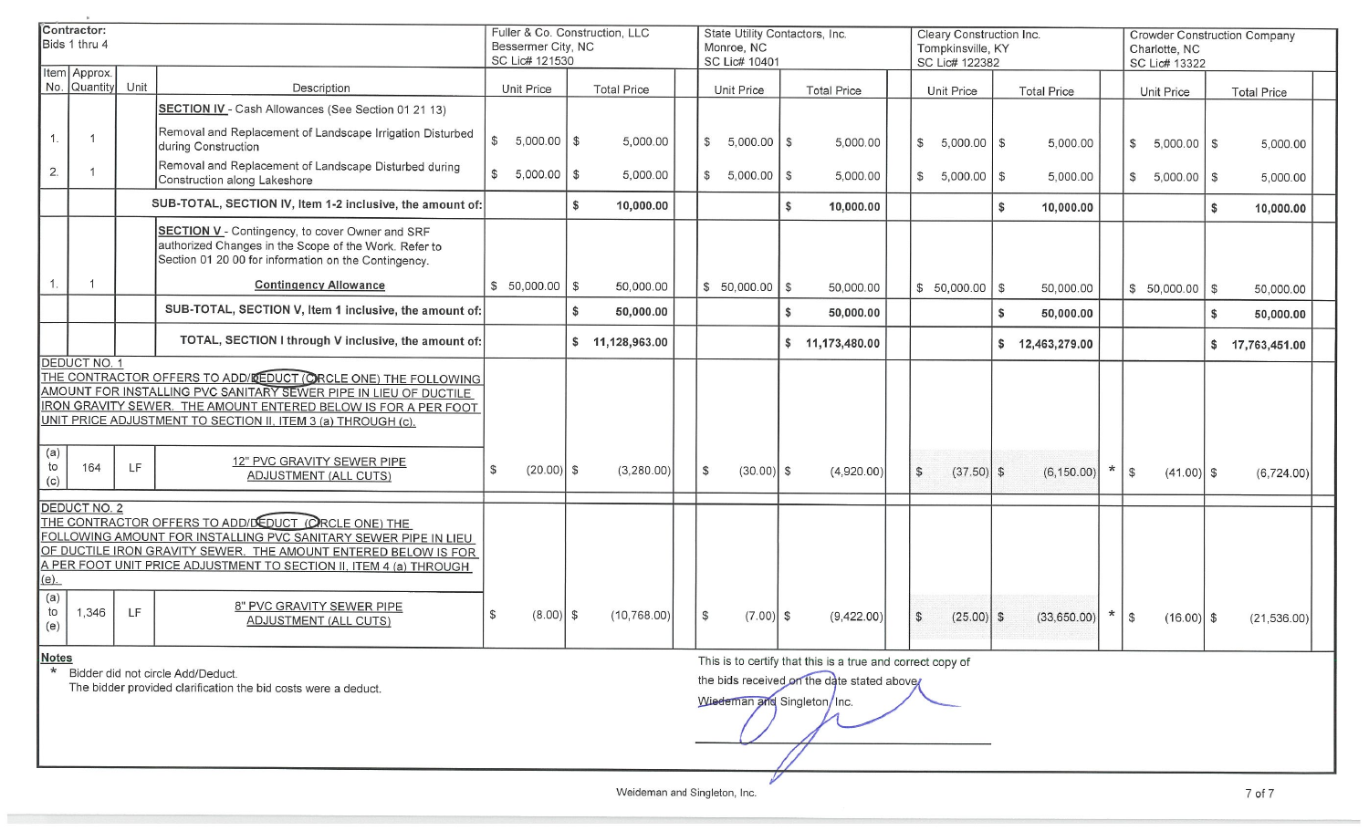| Contractor: Bids 1 thru 4 | | | | Fuller & Co. Construction, LLC Bessermer City, NC SC Lic# 121530 | | State Utility Contactors, Inc. Monroe, NC SC Lic# 10401 | | Cleary Construction Inc. Tompkinsville, KY SC Lic# 122382 | | | Crowder Construction Company Charlotte, NC SC Lic# 13322 | |
|---|---|---|---|---|---|---|---|---|---|---|---|---|
| Item No. | Approx. Quantity | Unit | Description | Unit Price | Total Price | Unit Price | Total Price | Unit Price | Total Price | | Unit Price | Total Price |
| | | | **SECTION IV** - Cash Allowances (See Section 01 21 13) | | | | | | | | | |
| 1. | 1 | | Removal and Replacement of Landscape Irrigation Disturbed during Construction | $ 5,000.00 | $ 5,000.00 | $ 5,000.00 | $ 5,000.00 | $ 5,000.00 | $ 5,000.00 | | $ 5,000.00 | $ 5,000.00 |
| 2. | 1 | | Removal and Replacement of Landscape Disturbed during Construction along Lakeshore | $ 5,000.00 | $ 5,000.00 | $ 5,000.00 | $ 5,000.00 | $ 5,000.00 | $ 5,000.00 | | $ 5,000.00 | $ 5,000.00 |
| | | | **SUB-TOTAL, SECTION IV, Item 1-2 inclusive, the amount of:** | | **$ 10,000.00** | | **$ 10,000.00** | | **$ 10,000.00** | | | **$ 10,000.00** |
| | | | **SECTION V** - Contingency, to cover Owner and SRF authorized Changes in the Scope of the Work. Refer to Section 01 20 00 for information on the Contingency. | | | | | | | | | |
| 1. | 1 | | Contingency Allowance | $ 50,000.00 | $ 50,000.00 | $ 50,000.00 | $ 50,000.00 | $ 50,000.00 | $ 50,000.00 | | $ 50,000.00 | $ 50,000.00 |
| | | | **SUB-TOTAL, SECTION V, Item 1 inclusive, the amount of:** | | **$ 50,000.00** | | **$ 50,000.00** | | **$ 50,000.00** | | | **$ 50,000.00** |
| | | | **TOTAL, SECTION I through V inclusive, the amount of:** | | **$ 11,128,963.00** | | **$ 11,173,480.00** | | **$ 12,463,279.00** | | | **$ 17,763,451.00** |
| DEDUCT NO. 1 THE CONTRACTOR OFFERS TO ADD/DEDUCT (CIRCLE ONE) THE FOLLOWING AMOUNT FOR INSTALLING PVC SANITARY SEWER PIPE IN LIEU OF DUCTILE IRON GRAVITY SEWER. THE AMOUNT ENTERED BELOW IS FOR A PER FOOT UNIT PRICE ADJUSTMENT TO SECTION II, ITEM 3 (a) THROUGH (c). | | | | | | | | | | | | |
| (a) to (c) | 164 | LF | 12" PVC GRAVITY SEWER PIPE ADJUSTMENT (ALL CUTS) | $ (20.00) | $ (3,280.00) | $ (30.00) | $ (4,920.00) | $ (37.50) | $ (6,150.00) | * | $ (41.00) | $ (6,724.00) |
| DEDUCT NO. 2 THE CONTRACTOR OFFERS TO ADD/DEDUCT (CIRCLE ONE) THE FOLLOWING AMOUNT FOR INSTALLING PVC SANITARY SEWER PIPE IN LIEU OF DUCTILE IRON GRAVITY SEWER. THE AMOUNT ENTERED BELOW IS FOR A PER FOOT UNIT PRICE ADJUSTMENT TO SECTION II, ITEM 4 (a) THROUGH (e). | | | | | | | | | | | | |
| (a) to (e) | 1,346 | LF | 8" PVC GRAVITY SEWER PIPE ADJUSTMENT (ALL CUTS) | $ (8.00) | $ (10,768.00) | $ (7.00) | $ (9,422.00) | $ (25.00) | $ (33,650.00) | * | $ (16.00) | $ (21,536.00) |

**Notes**

\* Bidder did not circle Add/Deduct.
The bidder provided clarification the bid costs were a deduct.

This is to certify that this is a true and correct copy of the bids received on the date stated above.

Wiedeman and Singleton, Inc.

Weideman and Singleton, Inc.